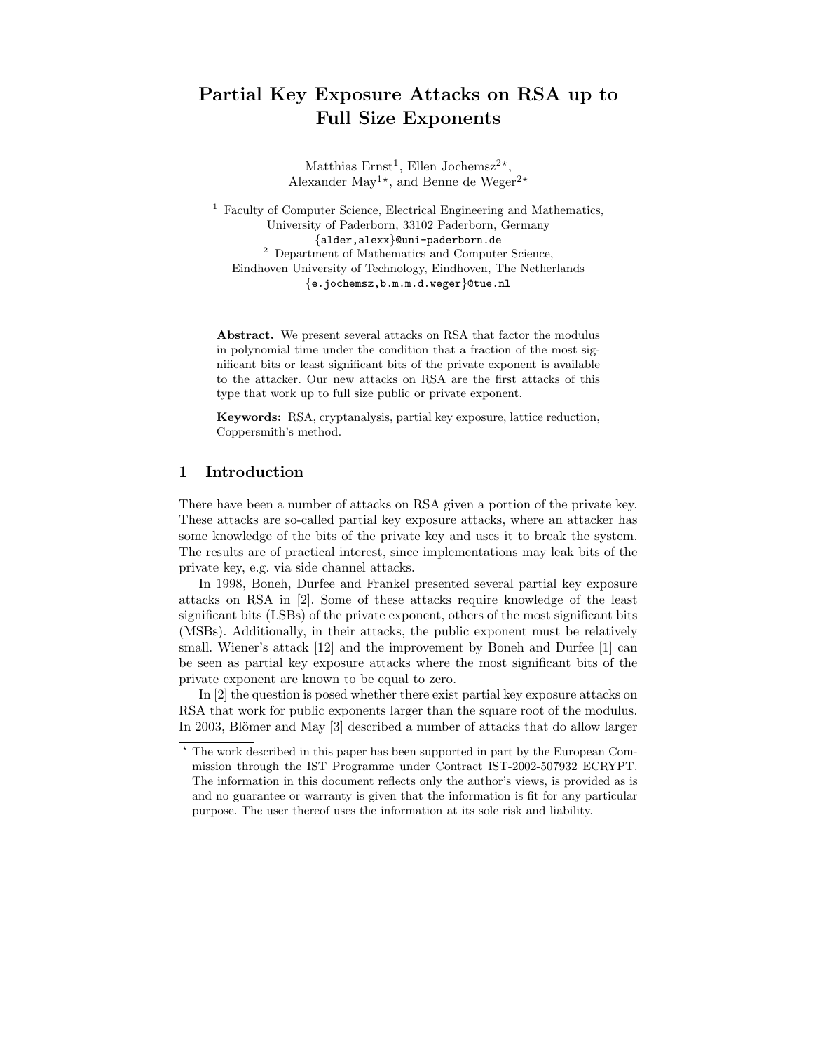# Partial Key Exposure Attacks on RSA up to Full Size Exponents

Matthias Ernst[1], Ellen Jochemsz[2⋆], Alexander May[1⋆], and Benne de Weger[2⋆]

[1] Faculty of Computer Science, Electrical Engineering and Mathematics, University of Paderborn, 33102 Paderborn, Germany
{alder,alexx}@uni-paderborn.de

[2] Department of Mathematics and Computer Science, Eindhoven University of Technology, Eindhoven, The Netherlands
{e.jochemsz,b.m.m.d.weger}@tue.nl

**Abstract.** We present several attacks on RSA that factor the modulus in polynomial time under the condition that a fraction of the most significant bits or least significant bits of the private exponent is available to the attacker. Our new attacks on RSA are the first attacks of this type that work up to full size public or private exponent.

**Keywords:** RSA, cryptanalysis, partial key exposure, lattice reduction, Coppersmith's method.

## 1 Introduction

There have been a number of attacks on RSA given a portion of the private key. These attacks are so-called partial key exposure attacks, where an attacker has some knowledge of the bits of the private key and uses it to break the system. The results are of practical interest, since implementations may leak bits of the private key, e.g. via side channel attacks.

In 1998, Boneh, Durfee and Frankel presented several partial key exposure attacks on RSA in [2]. Some of these attacks require knowledge of the least significant bits (LSBs) of the private exponent, others of the most significant bits (MSBs). Additionally, in their attacks, the public exponent must be relatively small. Wiener's attack [12] and the improvement by Boneh and Durfee [1] can be seen as partial key exposure attacks where the most significant bits of the private exponent are known to be equal to zero.

In [2] the question is posed whether there exist partial key exposure attacks on RSA that work for public exponents larger than the square root of the modulus. In 2003, Blömer and May [3] described a number of attacks that do allow larger

⋆ The work described in this paper has been supported in part by the European Commission through the IST Programme under Contract IST-2002-507932 ECRYPT. The information in this document reflects only the author's views, is provided as is and no guarantee or warranty is given that the information is fit for any particular purpose. The user thereof uses the information at its sole risk and liability.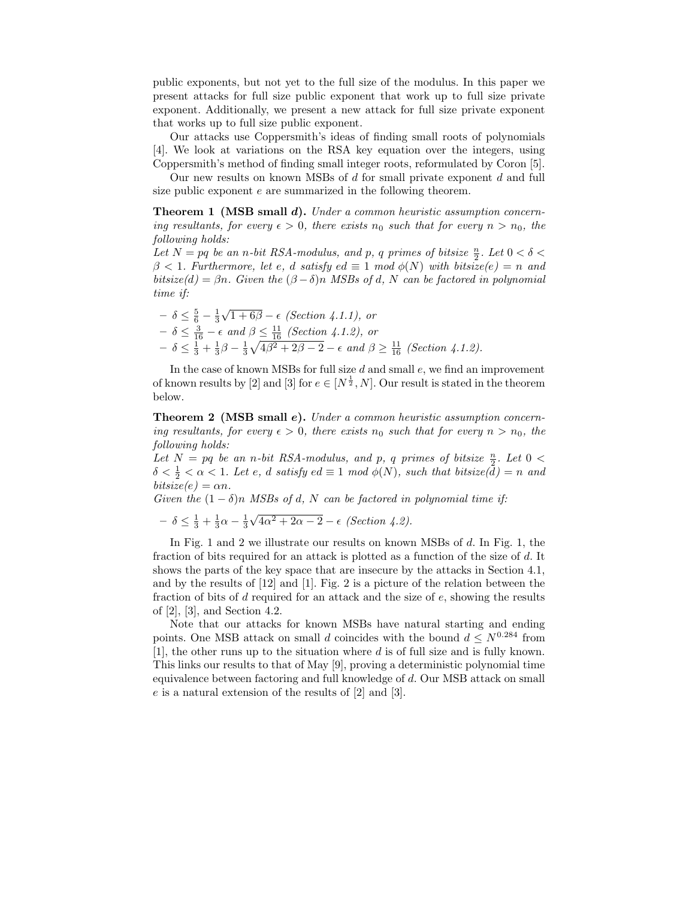public exponents, but not yet to the full size of the modulus. In this paper we present attacks for full size public exponent that work up to full size private exponent. Additionally, we present a new attack for full size private exponent that works up to full size public exponent.

Our attacks use Coppersmith's ideas of finding small roots of polynomials [4]. We look at variations on the RSA key equation over the integers, using Coppersmith's method of finding small integer roots, reformulated by Coron [5].

Our new results on known MSBs of $d$ for small private exponent $d$ and full size public exponent $e$ are summarized in the following theorem.

**Theorem 1 (MSB small *d*).** *Under a common heuristic assumption concerning resultants, for every $\epsilon > 0$, there exists $n_0$ such that for every $n > n_0$, the following holds:*
*Let $N = pq$ be an $n$-bit RSA-modulus, and $p$, $q$ primes of bitsize $\frac{n}{2}$. Let $0 < \delta < \beta < 1$. Furthermore, let $e$, $d$ satisfy $ed \equiv 1 \bmod \phi(N)$ with bitsize$(e) = n$ and bitsize$(d) = \beta n$. Given the $(\beta - \delta)n$ MSBs of $d$, $N$ can be factored in polynomial time if:*

- $\delta \leq \frac{5}{6} - \frac{1}{3}\sqrt{1 + 6\beta} - \epsilon$ *(Section 4.1.1), or*
- $\delta \leq \frac{3}{16} - \epsilon$ *and* $\beta \leq \frac{11}{16}$ *(Section 4.1.2), or*
- $\delta \leq \frac{1}{3} + \frac{1}{3}\beta - \frac{1}{3}\sqrt{4\beta^2 + 2\beta - 2} - \epsilon$ *and* $\beta \geq \frac{11}{16}$ *(Section 4.1.2).*

In the case of known MSBs for full size $d$ and small $e$, we find an improvement of known results by [2] and [3] for $e \in [N^{\frac{1}{2}}, N]$. Our result is stated in the theorem below.

**Theorem 2 (MSB small *e*).** *Under a common heuristic assumption concerning resultants, for every $\epsilon > 0$, there exists $n_0$ such that for every $n > n_0$, the following holds:*
*Let $N = pq$ be an $n$-bit RSA-modulus, and $p$, $q$ primes of bitsize $\frac{n}{2}$. Let $0 < \delta < \frac{1}{2} < \alpha < 1$. Let $e$, $d$ satisfy $ed \equiv 1 \bmod \phi(N)$, such that bitsize$(d) = n$ and bitsize$(e) = \alpha n$.*
*Given the $(1 - \delta)n$ MSBs of $d$, $N$ can be factored in polynomial time if:*

- $\delta \leq \frac{1}{3} + \frac{1}{3}\alpha - \frac{1}{3}\sqrt{4\alpha^2 + 2\alpha - 2} - \epsilon$ *(Section 4.2).*

In Fig. 1 and 2 we illustrate our results on known MSBs of $d$. In Fig. 1, the fraction of bits required for an attack is plotted as a function of the size of $d$. It shows the parts of the key space that are insecure by the attacks in Section 4.1, and by the results of [12] and [1]. Fig. 2 is a picture of the relation between the fraction of bits of $d$ required for an attack and the size of $e$, showing the results of [2], [3], and Section 4.2.

Note that our attacks for known MSBs have natural starting and ending points. One MSB attack on small $d$ coincides with the bound $d \leq N^{0.284}$ from [1], the other runs up to the situation where $d$ is of full size and is fully known. This links our results to that of May [9], proving a deterministic polynomial time equivalence between factoring and full knowledge of $d$. Our MSB attack on small $e$ is a natural extension of the results of [2] and [3].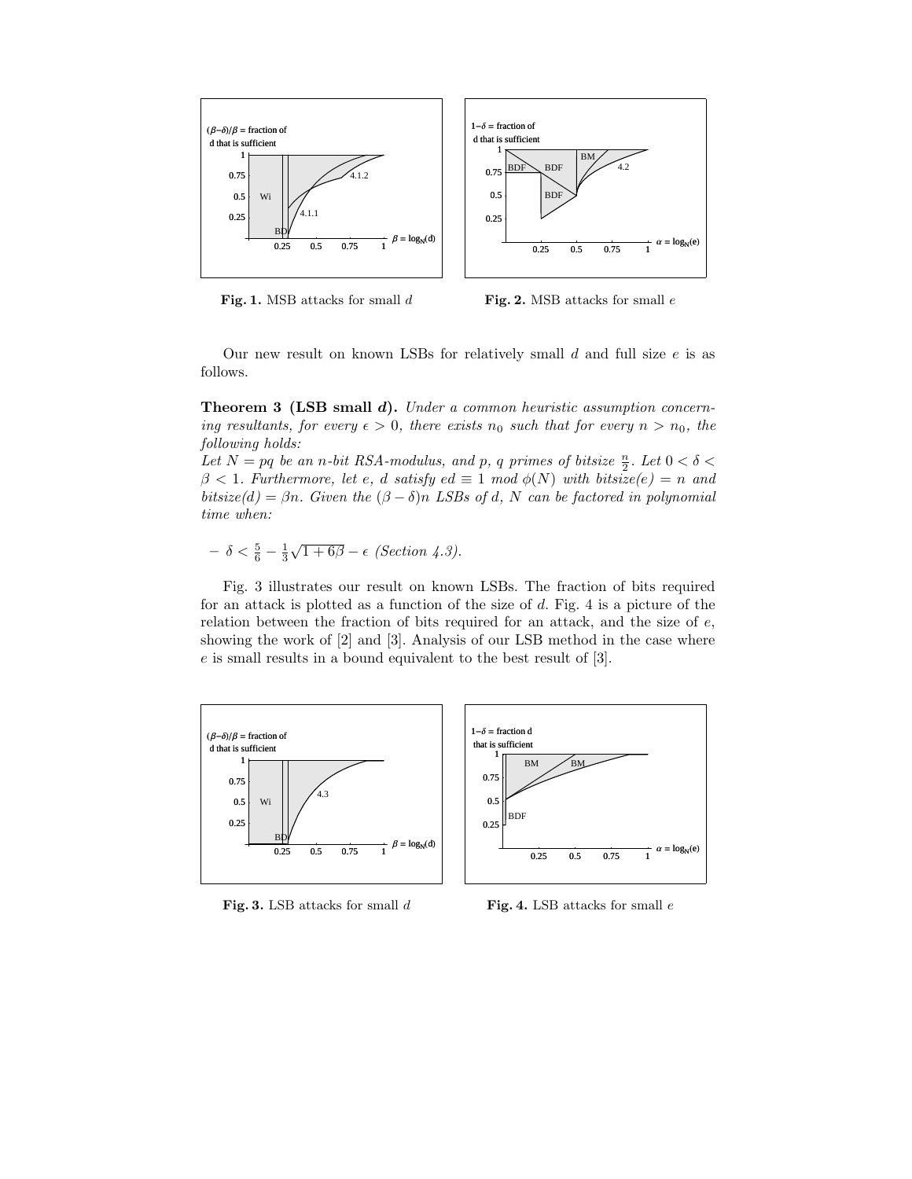**Fig. 1.** MSB attacks for small $d$

**Fig. 2.** MSB attacks for small $e$

Our new result on known LSBs for relatively small $d$ and full size $e$ is as follows.

**Theorem 3 (LSB small $d$).** *Under a common heuristic assumption concerning resultants, for every $\epsilon > 0$, there exists $n_0$ such that for every $n > n_0$, the following holds:*
*Let $N = pq$ be an $n$-bit RSA-modulus, and $p$, $q$ primes of bitsize $\frac{n}{2}$. Let $0 < \delta < \beta < 1$. Furthermore, let $e$, $d$ satisfy $ed \equiv 1 \bmod \phi(N)$ with bitsize$(e) = n$ and bitsize$(d) = \beta n$. Given the $(\beta - \delta)n$ LSBs of $d$, $N$ can be factored in polynomial time when:*

- $\delta < \frac{5}{6} - \frac{1}{3}\sqrt{1 + 6\beta} - \epsilon$ *(Section 4.3).*

Fig. 3 illustrates our result on known LSBs. The fraction of bits required for an attack is plotted as a function of the size of $d$. Fig. 4 is a picture of the relation between the fraction of bits required for an attack, and the size of $e$, showing the work of [2] and [3]. Analysis of our LSB method in the case where $e$ is small results in a bound equivalent to the best result of [3].

**Fig. 3.** LSB attacks for small $d$

**Fig. 4.** LSB attacks for small $e$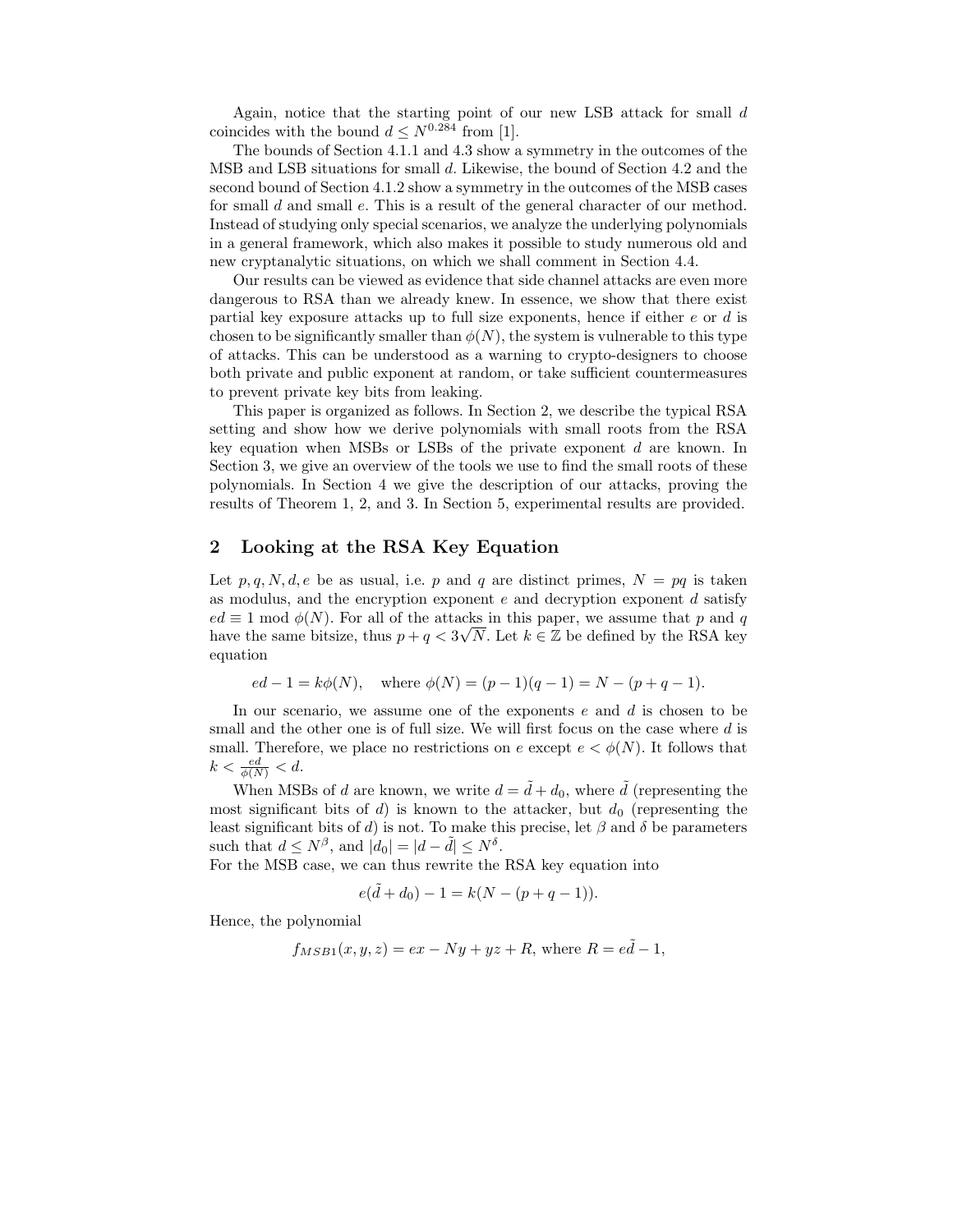Again, notice that the starting point of our new LSB attack for small $d$ coincides with the bound $d \leq N^{0.284}$ from [1].

The bounds of Section 4.1.1 and 4.3 show a symmetry in the outcomes of the MSB and LSB situations for small $d$. Likewise, the bound of Section 4.2 and the second bound of Section 4.1.2 show a symmetry in the outcomes of the MSB cases for small $d$ and small $e$. This is a result of the general character of our method. Instead of studying only special scenarios, we analyze the underlying polynomials in a general framework, which also makes it possible to study numerous old and new cryptanalytic situations, on which we shall comment in Section 4.4.

Our results can be viewed as evidence that side channel attacks are even more dangerous to RSA than we already knew. In essence, we show that there exist partial key exposure attacks up to full size exponents, hence if either $e$ or $d$ is chosen to be significantly smaller than $\phi(N)$, the system is vulnerable to this type of attacks. This can be understood as a warning to crypto-designers to choose both private and public exponent at random, or take sufficient countermeasures to prevent private key bits from leaking.

This paper is organized as follows. In Section 2, we describe the typical RSA setting and show how we derive polynomials with small roots from the RSA key equation when MSBs or LSBs of the private exponent $d$ are known. In Section 3, we give an overview of the tools we use to find the small roots of these polynomials. In Section 4 we give the description of our attacks, proving the results of Theorem 1, 2, and 3. In Section 5, experimental results are provided.

## 2 Looking at the RSA Key Equation

Let $p, q, N, d, e$ be as usual, i.e. $p$ and $q$ are distinct primes, $N = pq$ is taken as modulus, and the encryption exponent $e$ and decryption exponent $d$ satisfy $ed \equiv 1 \bmod \phi(N)$. For all of the attacks in this paper, we assume that $p$ and $q$ have the same bitsize, thus $p + q < 3\sqrt{N}$. Let $k \in \mathbb{Z}$ be defined by the RSA key equation

$$ed - 1 = k\phi(N), \quad \text{where } \phi(N) = (p-1)(q-1) = N - (p+q-1).$$

In our scenario, we assume one of the exponents $e$ and $d$ is chosen to be small and the other one is of full size. We will first focus on the case where $d$ is small. Therefore, we place no restrictions on $e$ except $e < \phi(N)$. It follows that $k < \frac{ed}{\phi(N)} < d$.

When MSBs of $d$ are known, we write $d = \tilde{d} + d_0$, where $\tilde{d}$ (representing the most significant bits of $d$) is known to the attacker, but $d_0$ (representing the least significant bits of $d$) is not. To make this precise, let $\beta$ and $\delta$ be parameters such that $d \leq N^{\beta}$, and $|d_0| = |d - \tilde{d}| \leq N^{\delta}$.
For the MSB case, we can thus rewrite the RSA key equation into

$$e(\tilde{d} + d_0) - 1 = k(N - (p + q - 1)).$$

Hence, the polynomial

$$f_{MSB1}(x, y, z) = ex - Ny + yz + R, \text{ where } R = e\tilde{d} - 1,$$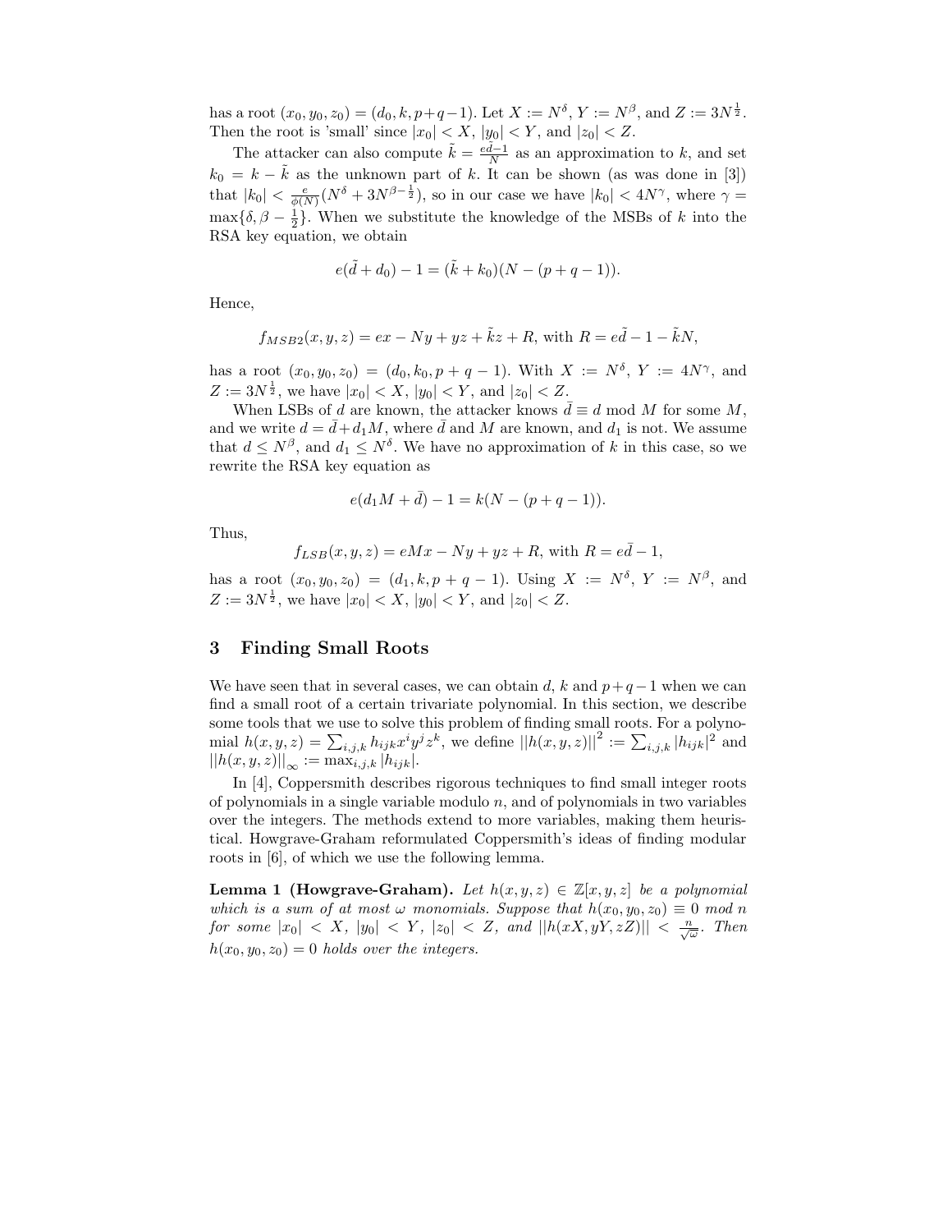has a root $(x_0, y_0, z_0) = (d_0, k, p+q-1)$. Let $X := N^\delta$, $Y := N^\beta$, and $Z := 3N^{\frac{1}{2}}$. Then the root is 'small' since $|x_0| < X$, $|y_0| < Y$, and $|z_0| < Z$.

The attacker can also compute $\tilde{k} = \frac{e\tilde{d}-1}{N}$ as an approximation to $k$, and set $k_0 = k - \tilde{k}$ as the unknown part of $k$. It can be shown (as was done in [3]) that $|k_0| < \frac{e}{\phi(N)}(N^\delta + 3N^{\beta-\frac{1}{2}})$, so in our case we have $|k_0| < 4N^\gamma$, where $\gamma = \max\{\delta, \beta - \frac{1}{2}\}$. When we substitute the knowledge of the MSBs of $k$ into the RSA key equation, we obtain

$$e(\tilde{d} + d_0) - 1 = (\tilde{k} + k_0)(N - (p+q-1)).$$

Hence,

$$f_{MSB2}(x, y, z) = ex - Ny + yz + \tilde{k}z + R, \text{ with } R = e\tilde{d} - 1 - \tilde{k}N,$$

has a root $(x_0, y_0, z_0) = (d_0, k_0, p+q-1)$. With $X := N^\delta$, $Y := 4N^\gamma$, and $Z := 3N^{\frac{1}{2}}$, we have $|x_0| < X$, $|y_0| < Y$, and $|z_0| < Z$.

When LSBs of $d$ are known, the attacker knows $\bar{d} \equiv d \bmod M$ for some $M$, and we write $d = \bar{d} + d_1 M$, where $\bar{d}$ and $M$ are known, and $d_1$ is not. We assume that $d \leq N^\beta$, and $d_1 \leq N^\delta$. We have no approximation of $k$ in this case, so we rewrite the RSA key equation as

$$e(d_1 M + \bar{d}) - 1 = k(N - (p+q-1)).$$

Thus,

$$f_{LSB}(x, y, z) = eMx - Ny + yz + R, \text{ with } R = e\bar{d} - 1,$$

has a root $(x_0, y_0, z_0) = (d_1, k, p+q-1)$. Using $X := N^\delta$, $Y := N^\beta$, and $Z := 3N^{\frac{1}{2}}$, we have $|x_0| < X$, $|y_0| < Y$, and $|z_0| < Z$.

## 3 Finding Small Roots

We have seen that in several cases, we can obtain $d$, $k$ and $p+q-1$ when we can find a small root of a certain trivariate polynomial. In this section, we describe some tools that we use to solve this problem of finding small roots. For a polynomial $h(x, y, z) = \sum_{i,j,k} h_{ijk} x^i y^j z^k$, we define $||h(x, y, z)||^2 := \sum_{i,j,k} |h_{ijk}|^2$ and $||h(x, y, z)||_\infty := \max_{i,j,k} |h_{ijk}|$.

In [4], Coppersmith describes rigorous techniques to find small integer roots of polynomials in a single variable modulo $n$, and of polynomials in two variables over the integers. The methods extend to more variables, making them heuristical. Howgrave-Graham reformulated Coppersmith's ideas of finding modular roots in [6], of which we use the following lemma.

**Lemma 1 (Howgrave-Graham).** *Let $h(x, y, z) \in \mathbb{Z}[x, y, z]$ be a polynomial which is a sum of at most $\omega$ monomials. Suppose that $h(x_0, y_0, z_0) \equiv 0 \bmod n$ for some $|x_0| < X$, $|y_0| < Y$, $|z_0| < Z$, and $||h(xX, yY, zZ)|| < \frac{n}{\sqrt{\omega}}$. Then $h(x_0, y_0, z_0) = 0$ holds over the integers.*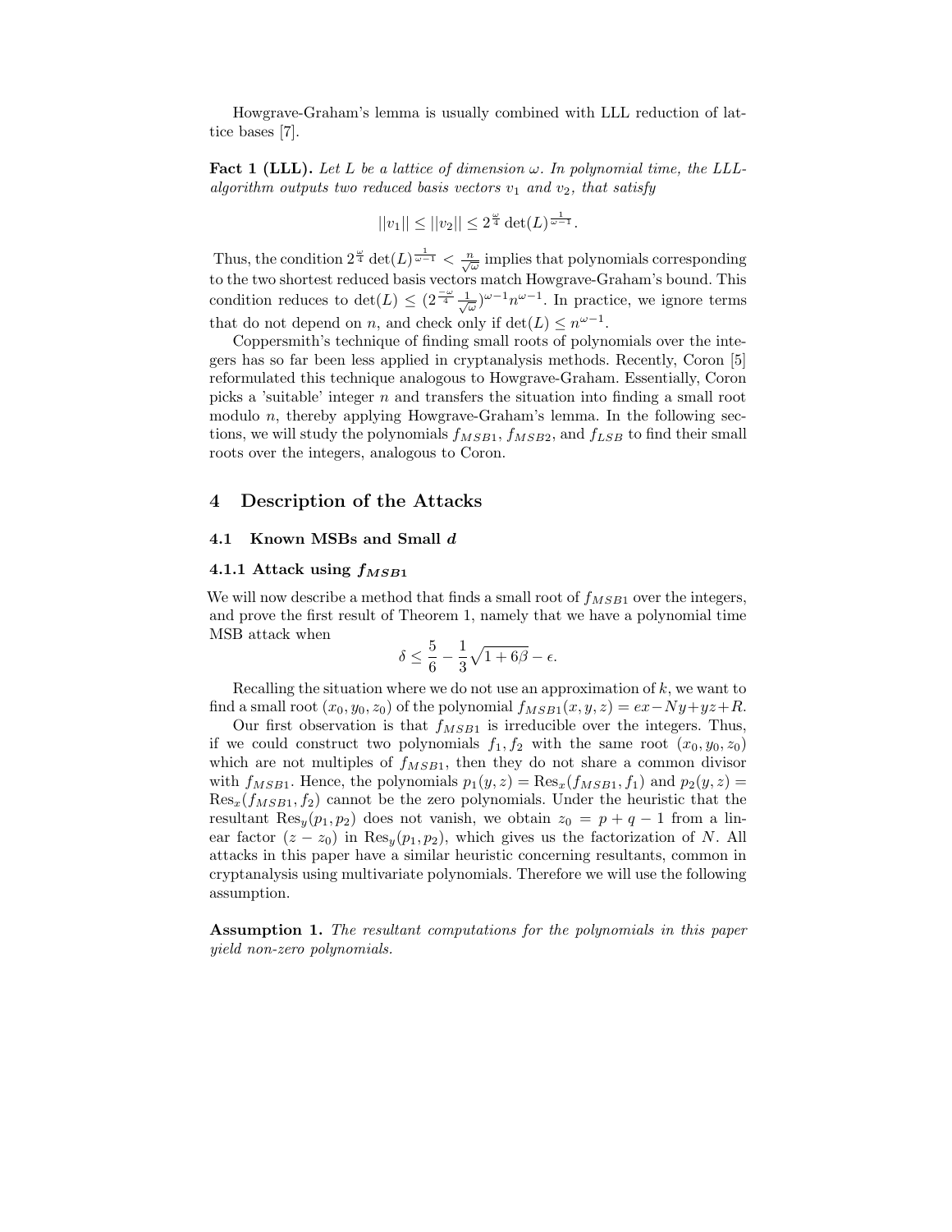Howgrave-Graham's lemma is usually combined with LLL reduction of lattice bases [7].

**Fact 1 (LLL).** *Let $L$ be a lattice of dimension $\omega$. In polynomial time, the LLL-algorithm outputs two reduced basis vectors $v_1$ and $v_2$, that satisfy*

$$||v_1|| \leq ||v_2|| \leq 2^{\frac{\omega}{4}} \det(L)^{\frac{1}{\omega-1}}.$$

Thus, the condition $2^{\frac{\omega}{4}} \det(L)^{\frac{1}{\omega-1}} < \frac{n}{\sqrt{\omega}}$ implies that polynomials corresponding to the two shortest reduced basis vectors match Howgrave-Graham's bound. This condition reduces to $\det(L) \leq (2^{\frac{-\omega}{4}} \frac{1}{\sqrt{\omega}})^{\omega-1} n^{\omega-1}$. In practice, we ignore terms that do not depend on $n$, and check only if $\det(L) \leq n^{\omega-1}$.

Coppersmith's technique of finding small roots of polynomials over the integers has so far been less applied in cryptanalysis methods. Recently, Coron [5] reformulated this technique analogous to Howgrave-Graham. Essentially, Coron picks a 'suitable' integer $n$ and transfers the situation into finding a small root modulo $n$, thereby applying Howgrave-Graham's lemma. In the following sections, we will study the polynomials $f_{MSB1}$, $f_{MSB2}$, and $f_{LSB}$ to find their small roots over the integers, analogous to Coron.

## 4 Description of the Attacks

### 4.1 Known MSBs and Small $d$

#### 4.1.1 Attack using $f_{MSB1}$

We will now describe a method that finds a small root of $f_{MSB1}$ over the integers, and prove the first result of Theorem 1, namely that we have a polynomial time MSB attack when

$$\delta \leq \frac{5}{6} - \frac{1}{3}\sqrt{1+6\beta} - \epsilon.$$

Recalling the situation where we do not use an approximation of $k$, we want to find a small root $(x_0, y_0, z_0)$ of the polynomial $f_{MSB1}(x, y, z) = ex - Ny + yz + R$.

Our first observation is that $f_{MSB1}$ is irreducible over the integers. Thus, if we could construct two polynomials $f_1, f_2$ with the same root $(x_0, y_0, z_0)$ which are not multiples of $f_{MSB1}$, then they do not share a common divisor with $f_{MSB1}$. Hence, the polynomials $p_1(y, z) = \text{Res}_x(f_{MSB1}, f_1)$ and $p_2(y, z) = \text{Res}_x(f_{MSB1}, f_2)$ cannot be the zero polynomials. Under the heuristic that the resultant $\text{Res}_y(p_1, p_2)$ does not vanish, we obtain $z_0 = p + q - 1$ from a linear factor $(z - z_0)$ in $\text{Res}_y(p_1, p_2)$, which gives us the factorization of $N$. All attacks in this paper have a similar heuristic concerning resultants, common in cryptanalysis using multivariate polynomials. Therefore we will use the following assumption.

**Assumption 1.** *The resultant computations for the polynomials in this paper yield non-zero polynomials.*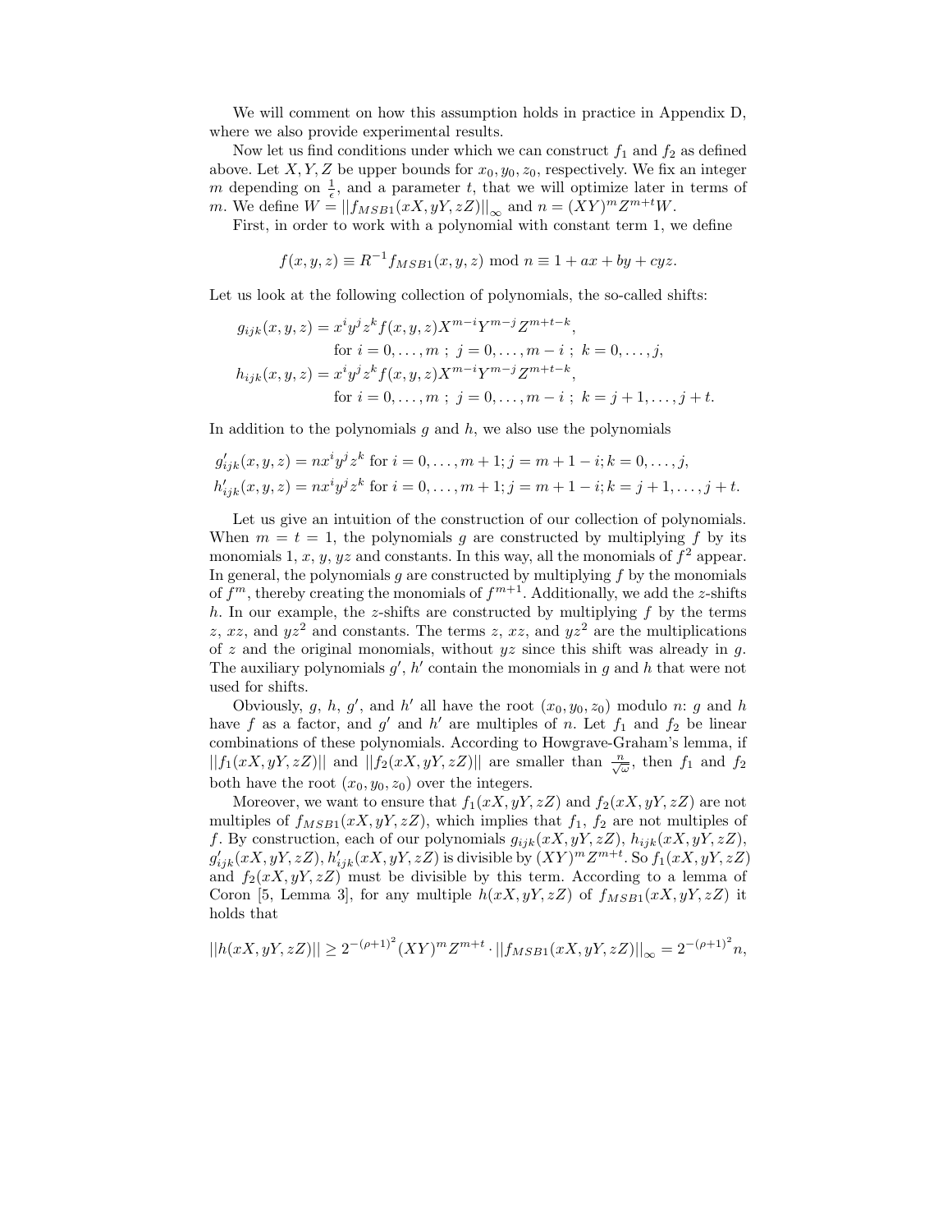We will comment on how this assumption holds in practice in Appendix D, where we also provide experimental results.

Now let us find conditions under which we can construct $f_1$ and $f_2$ as defined above. Let $X, Y, Z$ be upper bounds for $x_0, y_0, z_0$, respectively. We fix an integer $m$ depending on $\frac{1}{\epsilon}$, and a parameter $t$, that we will optimize later in terms of $m$. We define $W = ||f_{MSB1}(xX, yY, zZ)||_\infty$ and $n = (XY)^m Z^{m+t} W$.

First, in order to work with a polynomial with constant term 1, we define

$$f(x, y, z) \equiv R^{-1} f_{MSB1}(x, y, z) \bmod n \equiv 1 + ax + by + cyz.$$

Let us look at the following collection of polynomials, the so-called shifts:

$$\begin{aligned}
g_{ijk}(x, y, z) &= x^i y^j z^k f(x, y, z) X^{m-i} Y^{m-j} Z^{m+t-k}, \\
&\quad \text{for } i = 0, \ldots, m \; ; \; j = 0, \ldots, m-i \; ; \; k = 0, \ldots, j, \\
h_{ijk}(x, y, z) &= x^i y^j z^k f(x, y, z) X^{m-i} Y^{m-j} Z^{m+t-k}, \\
&\quad \text{for } i = 0, \ldots, m \; ; \; j = 0, \ldots, m-i \; ; \; k = j+1, \ldots, j+t.
\end{aligned}$$

In addition to the polynomials $g$ and $h$, we also use the polynomials

$$\begin{aligned}
g'_{ijk}(x, y, z) &= n x^i y^j z^k \text{ for } i = 0, \ldots, m+1; j = m+1-i; k = 0, \ldots, j, \\
h'_{ijk}(x, y, z) &= n x^i y^j z^k \text{ for } i = 0, \ldots, m+1; j = m+1-i; k = j+1, \ldots, j+t.
\end{aligned}$$

Let us give an intuition of the construction of our collection of polynomials. When $m = t = 1$, the polynomials $g$ are constructed by multiplying $f$ by its monomials 1, $x$, $y$, $yz$ and constants. In this way, all the monomials of $f^2$ appear. In general, the polynomials $g$ are constructed by multiplying $f$ by the monomials of $f^m$, thereby creating the monomials of $f^{m+1}$. Additionally, we add the $z$-shifts $h$. In our example, the $z$-shifts are constructed by multiplying $f$ by the terms $z$, $xz$, and $yz^2$ and constants. The terms $z$, $xz$, and $yz^2$ are the multiplications of $z$ and the original monomials, without $yz$ since this shift was already in $g$. The auxiliary polynomials $g'$, $h'$ contain the monomials in $g$ and $h$ that were not used for shifts.

Obviously, $g$, $h$, $g'$, and $h'$ all have the root $(x_0, y_0, z_0)$ modulo $n$: $g$ and $h$ have $f$ as a factor, and $g'$ and $h'$ are multiples of $n$. Let $f_1$ and $f_2$ be linear combinations of these polynomials. According to Howgrave-Graham's lemma, if $||f_1(xX, yY, zZ)||$ and $||f_2(xX, yY, zZ)||$ are smaller than $\frac{n}{\sqrt{\omega}}$, then $f_1$ and $f_2$ both have the root $(x_0, y_0, z_0)$ over the integers.

Moreover, we want to ensure that $f_1(xX, yY, zZ)$ and $f_2(xX, yY, zZ)$ are not multiples of $f_{MSB1}(xX, yY, zZ)$, which implies that $f_1$, $f_2$ are not multiples of $f$. By construction, each of our polynomials $g_{ijk}(xX, yY, zZ)$, $h_{ijk}(xX, yY, zZ)$, $g'_{ijk}(xX, yY, zZ)$, $h'_{ijk}(xX, yY, zZ)$ is divisible by $(XY)^m Z^{m+t}$. So $f_1(xX, yY, zZ)$ and $f_2(xX, yY, zZ)$ must be divisible by this term. According to a lemma of Coron [5, Lemma 3], for any multiple $h(xX, yY, zZ)$ of $f_{MSB1}(xX, yY, zZ)$ it holds that

$$||h(xX, yY, zZ)|| \geq 2^{-(\rho+1)^2} (XY)^m Z^{m+t} \cdot ||f_{MSB1}(xX, yY, zZ)||_\infty = 2^{-(\rho+1)^2} n,$$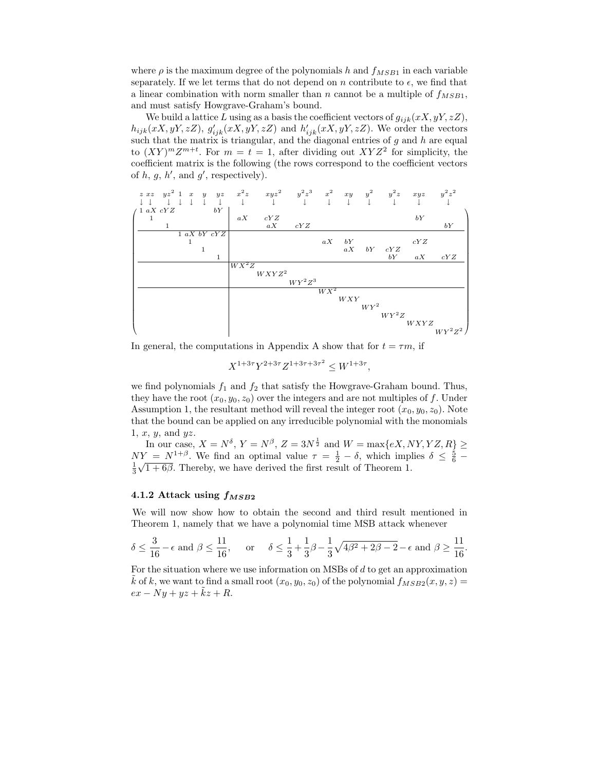where $\rho$ is the maximum degree of the polynomials $h$ and $f_{MSB1}$ in each variable separately. If we let terms that do not depend on $n$ contribute to $\epsilon$, we find that a linear combination with norm smaller than $n$ cannot be a multiple of $f_{MSB1}$, and must satisfy Howgrave-Graham's bound.

We build a lattice $L$ using as a basis the coefficient vectors of $g_{ijk}(xX, yY, zZ)$, $h_{ijk}(xX, yY, zZ)$, $g'_{ijk}(xX, yY, zZ)$ and $h'_{ijk}(xX, yY, zZ)$. We order the vectors such that the matrix is triangular, and the diagonal entries of $g$ and $h$ are equal to $(XY)^m Z^{m+t}$. For $m = t = 1$, after dividing out $XYZ^2$ for simplicity, the coefficient matrix is the following (the rows correspond to the coefficient vectors of $h$, $g$, $h'$, and $g'$, respectively).

$$
\begin{array}{cccccccccccccccc}
z & xz & yz^2 & 1 & x & y & yz & x^2z & xyz^2 & y^2z^3 & x^2 & xy & y^2 & y^2z & xyz & y^2z^2 \\
\downarrow & \downarrow & \downarrow & \downarrow & \downarrow & \downarrow & \downarrow & \downarrow & \downarrow & \downarrow & \downarrow & \downarrow & \downarrow & \downarrow & \downarrow & \downarrow
\end{array}
$$

$$
\left(\begin{array}{ccccccc|ccccccccc}
1 & aX & cYZ & & & & bY & & & & & & & & & \\
 & 1 & & & & & & aX & cYZ & & & & & & bY & \\
 & & 1 & & & & & & aX & cYZ & & & & & & bY \\
\hline
 & & & 1 & aX & bY & cYZ & & & & & & & & & \\
 & & & & 1 & & & & & & aX & bY & & & cYZ & \\
 & & & & & 1 & & & & & & aX & bY & cYZ & & \\
 & & & & & & 1 & & & & & & & bY & aX & cYZ \\
\hline
 & & & & & & & WX^2Z & & & & & & & & \\
 & & & & & & & & WXYZ^2 & & & & & & & \\
 & & & & & & & & & WY^2Z^3 & & & & & & \\
\hline
 & & & & & & & & & & WX^2 & & & & & \\
 & & & & & & & & & & & WXY & & & & \\
 & & & & & & & & & & & & WY^2 & & & \\
 & & & & & & & & & & & & & WY^2Z & & \\
 & & & & & & & & & & & & & & WXYZ & \\
 & & & & & & & & & & & & & & & WY^2Z^2
\end{array}\right)
$$

In general, the computations in Appendix A show that for $t = \tau m$, if

$$X^{1+3\tau} Y^{2+3\tau} Z^{1+3\tau+3\tau^2} \leq W^{1+3\tau},$$

we find polynomials $f_1$ and $f_2$ that satisfy the Howgrave-Graham bound. Thus, they have the root $(x_0, y_0, z_0)$ over the integers and are not multiples of $f$. Under Assumption 1, the resultant method will reveal the integer root $(x_0, y_0, z_0)$. Note that the bound can be applied on any irreducible polynomial with the monomials $1$, $x$, $y$, and $yz$.

In our case, $X = N^{\delta}$, $Y = N^{\beta}$, $Z = 3N^{\frac{1}{2}}$ and $W = \max\{eX, NY, YZ, R\} \geq NY = N^{1+\beta}$. We find an optimal value $\tau = \frac{1}{2} - \delta$, which implies $\delta \leq \frac{5}{6} - \frac{1}{3}\sqrt{1+6\beta}$. Thereby, we have derived the first result of Theorem 1.

### 4.1.2 Attack using $f_{MSB2}$

We will now show how to obtain the second and third result mentioned in Theorem 1, namely that we have a polynomial time MSB attack whenever

$$\delta \leq \frac{3}{16} - \epsilon \text{ and } \beta \leq \frac{11}{16}, \qquad \text{or} \qquad \delta \leq \frac{1}{3} + \frac{1}{3}\beta - \frac{1}{3}\sqrt{4\beta^2 + 2\beta - 2} - \epsilon \text{ and } \beta \geq \frac{11}{16}.$$

For the situation where we use information on MSBs of $d$ to get an approximation $\tilde{k}$ of $k$, we want to find a small root $(x_0, y_0, z_0)$ of the polynomial $f_{MSB2}(x, y, z) = ex - Ny + yz + \tilde{k}z + R$.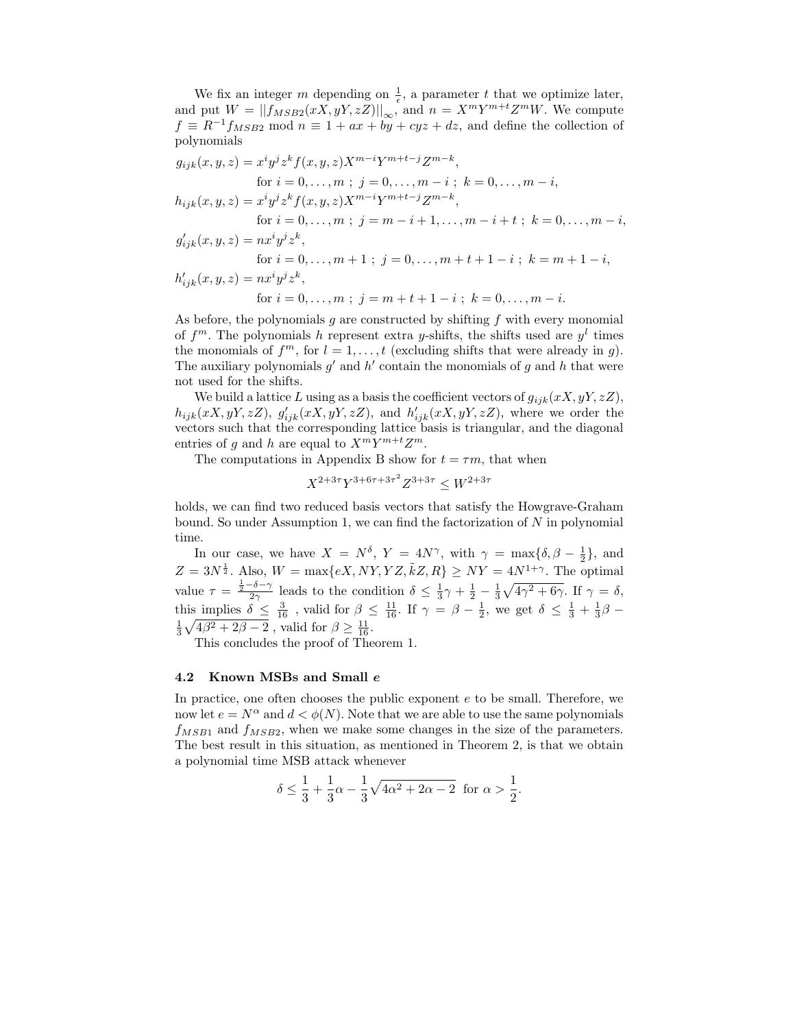We fix an integer $m$ depending on $\frac{1}{\epsilon}$, a parameter $t$ that we optimize later, and put $W = ||f_{MSB2}(xX, yY, zZ)||_{\infty}$, and $n = X^m Y^{m+t} Z^m W$. We compute $f \equiv R^{-1} f_{MSB2} \bmod n \equiv 1 + ax + by + cyz + dz$, and define the collection of polynomials

$$
\begin{aligned}
g_{ijk}(x,y,z) &= x^i y^j z^k f(x,y,z) X^{m-i} Y^{m+t-j} Z^{m-k}, \\
&\quad \text{for } i = 0,\ldots,m \; ; \; j = 0,\ldots,m-i \; ; \; k = 0,\ldots,m-i, \\
h_{ijk}(x,y,z) &= x^i y^j z^k f(x,y,z) X^{m-i} Y^{m+t-j} Z^{m-k}, \\
&\quad \text{for } i = 0,\ldots,m \; ; \; j = m-i+1,\ldots,m-i+t \; ; \; k = 0,\ldots,m-i, \\
g'_{ijk}(x,y,z) &= n x^i y^j z^k, \\
&\quad \text{for } i = 0,\ldots,m+1 \; ; \; j = 0,\ldots,m+t+1-i \; ; \; k = m+1-i, \\
h'_{ijk}(x,y,z) &= n x^i y^j z^k, \\
&\quad \text{for } i = 0,\ldots,m \; ; \; j = m+t+1-i \; ; \; k = 0,\ldots,m-i.
\end{aligned}
$$

As before, the polynomials $g$ are constructed by shifting $f$ with every monomial of $f^m$. The polynomials $h$ represent extra $y$-shifts, the shifts used are $y^l$ times the monomials of $f^m$, for $l = 1,\ldots,t$ (excluding shifts that were already in $g$). The auxiliary polynomials $g'$ and $h'$ contain the monomials of $g$ and $h$ that were not used for the shifts.

We build a lattice $L$ using as a basis the coefficient vectors of $g_{ijk}(xX, yY, zZ)$, $h_{ijk}(xX, yY, zZ)$, $g'_{ijk}(xX, yY, zZ)$, and $h'_{ijk}(xX, yY, zZ)$, where we order the vectors such that the corresponding lattice basis is triangular, and the diagonal entries of $g$ and $h$ are equal to $X^m Y^{m+t} Z^m$.

The computations in Appendix B show for $t = \tau m$, that when

$$X^{2+3\tau} Y^{3+6\tau+3\tau^2} Z^{3+3\tau} \leq W^{2+3\tau}$$

holds, we can find two reduced basis vectors that satisfy the Howgrave-Graham bound. So under Assumption 1, we can find the factorization of $N$ in polynomial time.

In our case, we have $X = N^{\delta}$, $Y = 4N^{\gamma}$, with $\gamma = \max\{\delta, \beta - \frac{1}{2}\}$, and $Z = 3N^{\frac{1}{2}}$. Also, $W = \max\{eX, NY, YZ, \tilde{k}Z, R\} \geq NY = 4N^{1+\gamma}$. The optimal value $\tau = \frac{\frac{1}{2} - \delta - \gamma}{2\gamma}$ leads to the condition $\delta \leq \frac{1}{3}\gamma + \frac{1}{2} - \frac{1}{3}\sqrt{4\gamma^2 + 6\gamma}$. If $\gamma = \delta$, this implies $\delta \leq \frac{3}{16}$ , valid for $\beta \leq \frac{11}{16}$. If $\gamma = \beta - \frac{1}{2}$, we get $\delta \leq \frac{1}{3} + \frac{1}{3}\beta - \frac{1}{3}\sqrt{4\beta^2 + 2\beta - 2}$ , valid for $\beta \geq \frac{11}{16}$.

This concludes the proof of Theorem 1.

### 4.2 Known MSBs and Small $e$

In practice, one often chooses the public exponent $e$ to be small. Therefore, we now let $e = N^{\alpha}$ and $d < \phi(N)$. Note that we are able to use the same polynomials $f_{MSB1}$ and $f_{MSB2}$, when we make some changes in the size of the parameters. The best result in this situation, as mentioned in Theorem 2, is that we obtain a polynomial time MSB attack whenever

$$\delta \leq \frac{1}{3} + \frac{1}{3}\alpha - \frac{1}{3}\sqrt{4\alpha^2 + 2\alpha - 2} \;\text{ for } \alpha > \frac{1}{2}.$$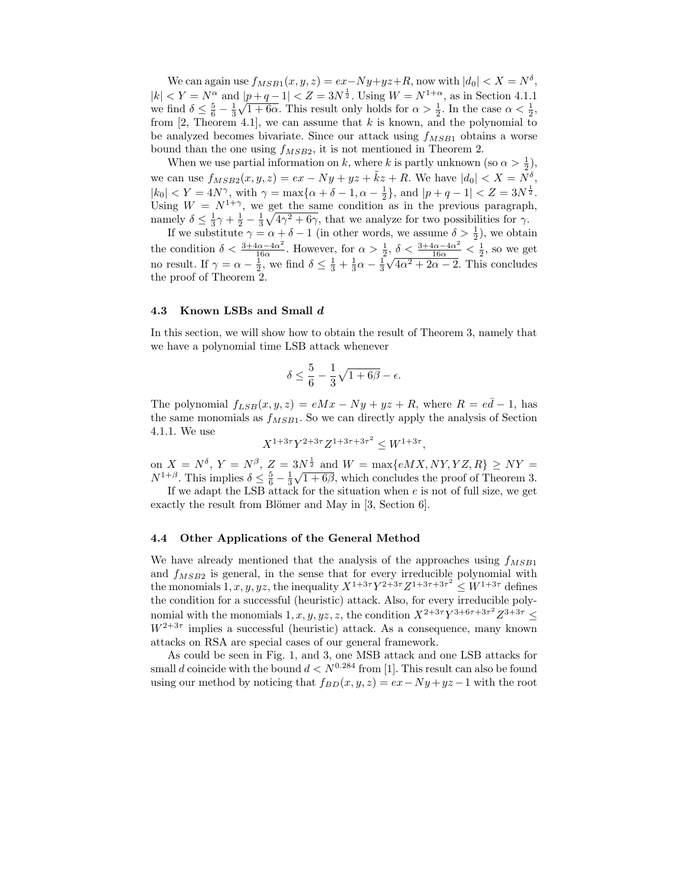We can again use $f_{MSB1}(x,y,z) = ex - Ny + yz + R$, now with $|d_0| < X = N^{\delta}$, $|k| < Y = N^{\alpha}$ and $|p+q-1| < Z = 3N^{\frac{1}{2}}$. Using $W = N^{1+\alpha}$, as in Section 4.1.1 we find $\delta \leq \frac{5}{6} - \frac{1}{3}\sqrt{1+6\alpha}$. This result only holds for $\alpha > \frac{1}{2}$. In the case $\alpha < \frac{1}{2}$, from [2, Theorem 4.1], we can assume that $k$ is known, and the polynomial to be analyzed becomes bivariate. Since our attack using $f_{MSB1}$ obtains a worse bound than the one using $f_{MSB2}$, it is not mentioned in Theorem 2.

When we use partial information on $k$, where $k$ is partly unknown (so $\alpha > \frac{1}{2}$), we can use $f_{MSB2}(x,y,z) = ex - Ny + yz + \tilde{k}z + R$. We have $|d_0| < X = N^{\delta}$, $|k_0| < Y = 4N^{\gamma}$, with $\gamma = \max\{\alpha + \delta - 1, \alpha - \frac{1}{2}\}$, and $|p+q-1| < Z = 3N^{\frac{1}{2}}$. Using $W = N^{1+\gamma}$, we get the same condition as in the previous paragraph, namely $\delta \leq \frac{1}{3}\gamma + \frac{1}{2} - \frac{1}{3}\sqrt{4\gamma^2 + 6\gamma}$, that we analyze for two possibilities for $\gamma$.

If we substitute $\gamma = \alpha + \delta - 1$ (in other words, we assume $\delta > \frac{1}{2}$), we obtain the condition $\delta < \frac{3+4\alpha-4\alpha^2}{16\alpha}$. However, for $\alpha > \frac{1}{2}$, $\delta < \frac{3+4\alpha-4\alpha^2}{16\alpha} < \frac{1}{2}$, so we get no result. If $\gamma = \alpha - \frac{1}{2}$, we find $\delta \leq \frac{1}{3} + \frac{1}{3}\alpha - \frac{1}{3}\sqrt{4\alpha^2 + 2\alpha - 2}$. This concludes the proof of Theorem 2.

### 4.3 Known LSBs and Small $d$

In this section, we will show how to obtain the result of Theorem 3, namely that we have a polynomial time LSB attack whenever

$$\delta \leq \frac{5}{6} - \frac{1}{3}\sqrt{1+6\beta} - \epsilon.$$

The polynomial $f_{LSB}(x,y,z) = eMx - Ny + yz + R$, where $R = e\bar{d} - 1$, has the same monomials as $f_{MSB1}$. So we can directly apply the analysis of Section 4.1.1. We use

$$X^{1+3\tau}Y^{2+3\tau}Z^{1+3\tau+3\tau^2} \leq W^{1+3\tau},$$

on $X = N^{\delta}$, $Y = N^{\beta}$, $Z = 3N^{\frac{1}{2}}$ and $W = \max\{eMX, NY, YZ, R\} \geq NY = N^{1+\beta}$. This implies $\delta \leq \frac{5}{6} - \frac{1}{3}\sqrt{1+6\beta}$, which concludes the proof of Theorem 3.

If we adapt the LSB attack for the situation when $e$ is not of full size, we get exactly the result from Blömer and May in [3, Section 6].

### 4.4 Other Applications of the General Method

We have already mentioned that the analysis of the approaches using $f_{MSB1}$ and $f_{MSB2}$ is general, in the sense that for every irreducible polynomial with the monomials $1, x, y, yz$, the inequality $X^{1+3\tau}Y^{2+3\tau}Z^{1+3\tau+3\tau^2} \leq W^{1+3\tau}$ defines the condition for a successful (heuristic) attack. Also, for every irreducible polynomial with the monomials $1, x, y, yz, z$, the condition $X^{2+3\tau}Y^{3+6\tau+3\tau^2}Z^{3+3\tau} \leq W^{2+3\tau}$ implies a successful (heuristic) attack. As a consequence, many known attacks on RSA are special cases of our general framework.

As could be seen in Fig. 1, and 3, one MSB attack and one LSB attacks for small $d$ coincide with the bound $d < N^{0.284}$ from [1]. This result can also be found using our method by noticing that $f_{BD}(x,y,z) = ex - Ny + yz - 1$ with the root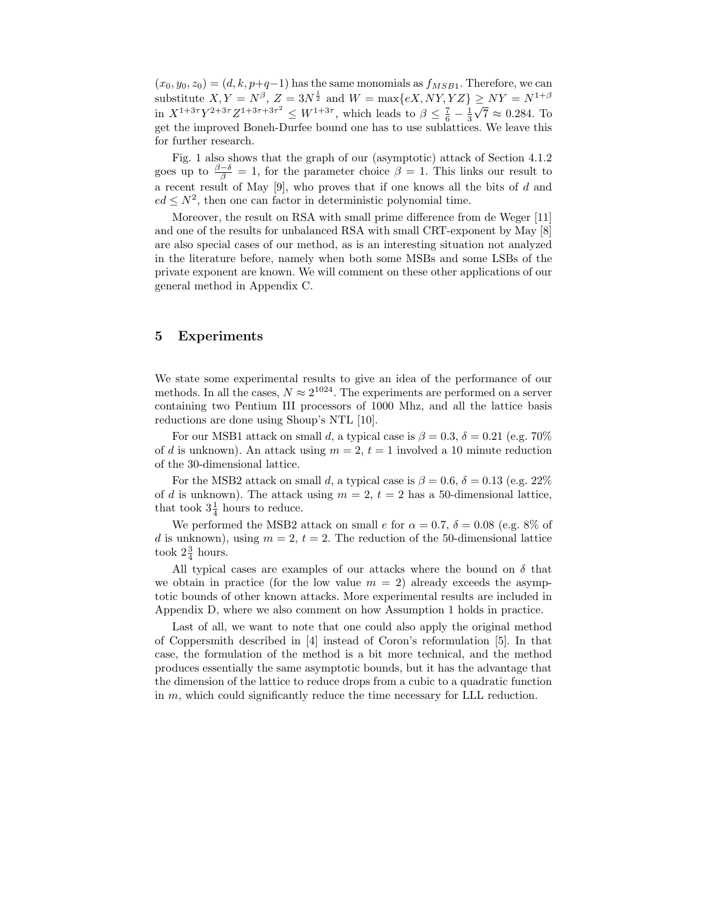$(x_0, y_0, z_0) = (d, k, p+q-1)$ has the same monomials as $f_{MSB1}$. Therefore, we can substitute $X, Y = N^\beta$, $Z = 3N^{\frac{1}{2}}$ and $W = \max\{eX, NY, YZ\} \geq NY = N^{1+\beta}$ in $X^{1+3\tau}Y^{2+3\tau}Z^{1+3\tau+3\tau^2} \leq W^{1+3\tau}$, which leads to $\beta \leq \frac{7}{6} - \frac{1}{3}\sqrt{7} \approx 0.284$. To get the improved Boneh-Durfee bound one has to use sublattices. We leave this for further research.

Fig. 1 also shows that the graph of our (asymptotic) attack of Section 4.1.2 goes up to $\frac{\beta-\delta}{\beta} = 1$, for the parameter choice $\beta = 1$. This links our result to a recent result of May [9], who proves that if one knows all the bits of $d$ and $ed \leq N^2$, then one can factor in deterministic polynomial time.

Moreover, the result on RSA with small prime difference from de Weger [11] and one of the results for unbalanced RSA with small CRT-exponent by May [8] are also special cases of our method, as is an interesting situation not analyzed in the literature before, namely when both some MSBs and some LSBs of the private exponent are known. We will comment on these other applications of our general method in Appendix C.

## 5 Experiments

We state some experimental results to give an idea of the performance of our methods. In all the cases, $N \approx 2^{1024}$. The experiments are performed on a server containing two Pentium III processors of 1000 Mhz, and all the lattice basis reductions are done using Shoup's NTL [10].

For our MSB1 attack on small $d$, a typical case is $\beta = 0.3$, $\delta = 0.21$ (e.g. 70% of $d$ is unknown). An attack using $m = 2$, $t = 1$ involved a 10 minute reduction of the 30-dimensional lattice.

For the MSB2 attack on small $d$, a typical case is $\beta = 0.6$, $\delta = 0.13$ (e.g. 22% of $d$ is unknown). The attack using $m = 2$, $t = 2$ has a 50-dimensional lattice, that took $3\frac{1}{4}$ hours to reduce.

We performed the MSB2 attack on small $e$ for $\alpha = 0.7$, $\delta = 0.08$ (e.g. 8% of $d$ is unknown), using $m = 2$, $t = 2$. The reduction of the 50-dimensional lattice took $2\frac{3}{4}$ hours.

All typical cases are examples of our attacks where the bound on $\delta$ that we obtain in practice (for the low value $m = 2$) already exceeds the asymptotic bounds of other known attacks. More experimental results are included in Appendix D, where we also comment on how Assumption 1 holds in practice.

Last of all, we want to note that one could also apply the original method of Coppersmith described in [4] instead of Coron's reformulation [5]. In that case, the formulation of the method is a bit more technical, and the method produces essentially the same asymptotic bounds, but it has the advantage that the dimension of the lattice to reduce drops from a cubic to a quadratic function in $m$, which could significantly reduce the time necessary for LLL reduction.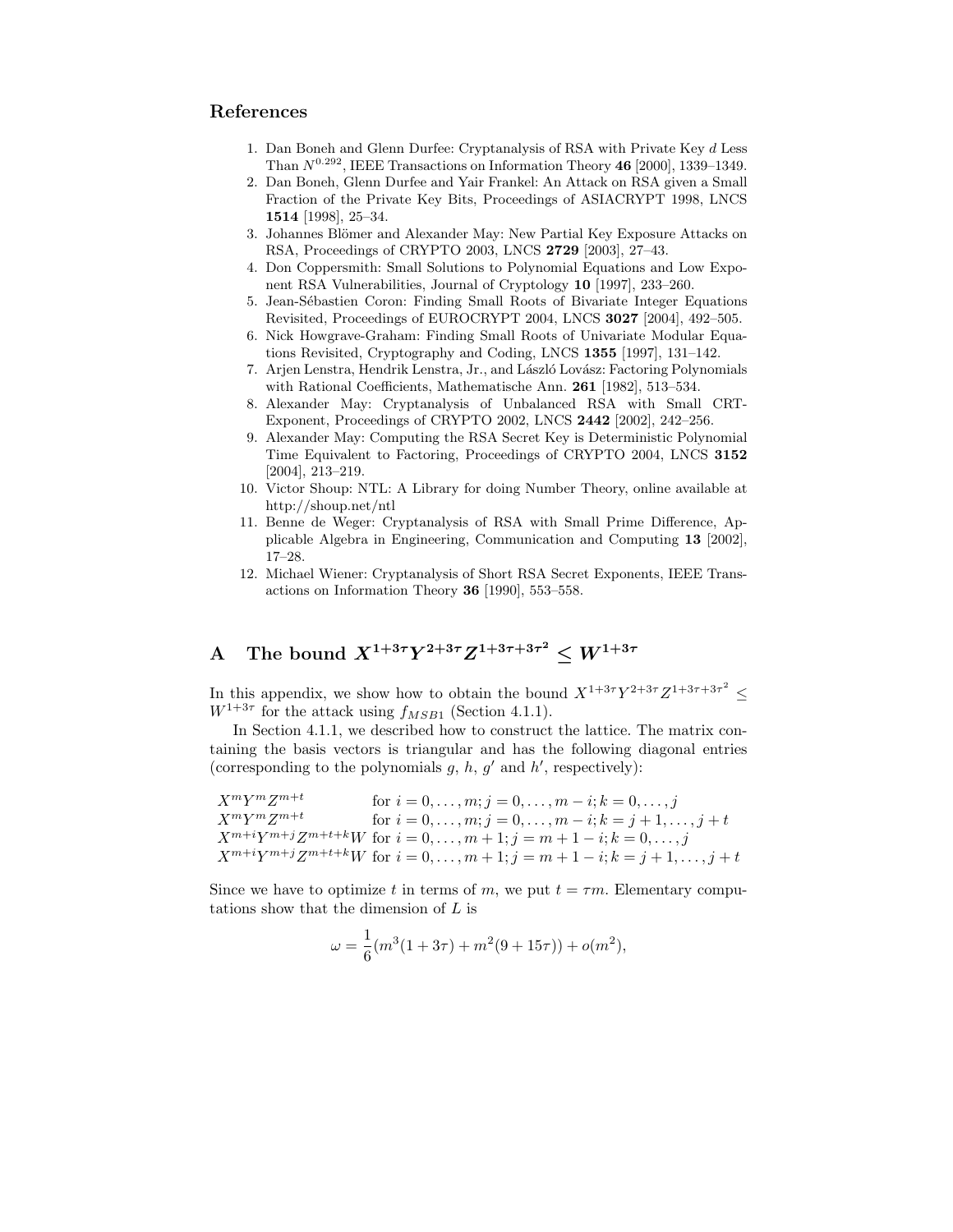## References

1. Dan Boneh and Glenn Durfee: Cryptanalysis of RSA with Private Key $d$ Less Than $N^{0.292}$, IEEE Transactions on Information Theory **46** [2000], 1339–1349.
2. Dan Boneh, Glenn Durfee and Yair Frankel: An Attack on RSA given a Small Fraction of the Private Key Bits, Proceedings of ASIACRYPT 1998, LNCS **1514** [1998], 25–34.
3. Johannes Blömer and Alexander May: New Partial Key Exposure Attacks on RSA, Proceedings of CRYPTO 2003, LNCS **2729** [2003], 27–43.
4. Don Coppersmith: Small Solutions to Polynomial Equations and Low Exponent RSA Vulnerabilities, Journal of Cryptology **10** [1997], 233–260.
5. Jean-Sébastien Coron: Finding Small Roots of Bivariate Integer Equations Revisited, Proceedings of EUROCRYPT 2004, LNCS **3027** [2004], 492–505.
6. Nick Howgrave-Graham: Finding Small Roots of Univariate Modular Equations Revisited, Cryptography and Coding, LNCS **1355** [1997], 131–142.
7. Arjen Lenstra, Hendrik Lenstra, Jr., and László Lovász: Factoring Polynomials with Rational Coefficients, Mathematische Ann. **261** [1982], 513–534.
8. Alexander May: Cryptanalysis of Unbalanced RSA with Small CRT-Exponent, Proceedings of CRYPTO 2002, LNCS **2442** [2002], 242–256.
9. Alexander May: Computing the RSA Secret Key is Deterministic Polynomial Time Equivalent to Factoring, Proceedings of CRYPTO 2004, LNCS **3152** [2004], 213–219.
10. Victor Shoup: NTL: A Library for doing Number Theory, online available at http://shoup.net/ntl
11. Benne de Weger: Cryptanalysis of RSA with Small Prime Difference, Applicable Algebra in Engineering, Communication and Computing **13** [2002], 17–28.
12. Michael Wiener: Cryptanalysis of Short RSA Secret Exponents, IEEE Transactions on Information Theory **36** [1990], 553–558.

## A The bound $X^{1+3\tau}Y^{2+3\tau}Z^{1+3\tau+3\tau^2} \leq W^{1+3\tau}$

In this appendix, we show how to obtain the bound $X^{1+3\tau}Y^{2+3\tau}Z^{1+3\tau+3\tau^2} \leq W^{1+3\tau}$ for the attack using $f_{MSB1}$ (Section 4.1.1).

In Section 4.1.1, we described how to construct the lattice. The matrix containing the basis vectors is triangular and has the following diagonal entries (corresponding to the polynomials $g$, $h$, $g'$ and $h'$, respectively):

| | |
|---|---|
| $X^m Y^m Z^{m+t}$ | for $i = 0, \ldots, m; j = 0, \ldots, m-i; k = 0, \ldots, j$ |
| $X^m Y^m Z^{m+t}$ | for $i = 0, \ldots, m; j = 0, \ldots, m-i; k = j+1, \ldots, j+t$ |
| $X^{m+i} Y^{m+j} Z^{m+t+k} W$ | for $i = 0, \ldots, m+1; j = m+1-i; k = 0, \ldots, j$ |
| $X^{m+i} Y^{m+j} Z^{m+t+k} W$ | for $i = 0, \ldots, m+1; j = m+1-i; k = j+1, \ldots, j+t$ |

Since we have to optimize $t$ in terms of $m$, we put $t = \tau m$. Elementary computations show that the dimension of $L$ is

$$\omega = \frac{1}{6}(m^3(1+3\tau) + m^2(9+15\tau)) + o(m^2),$$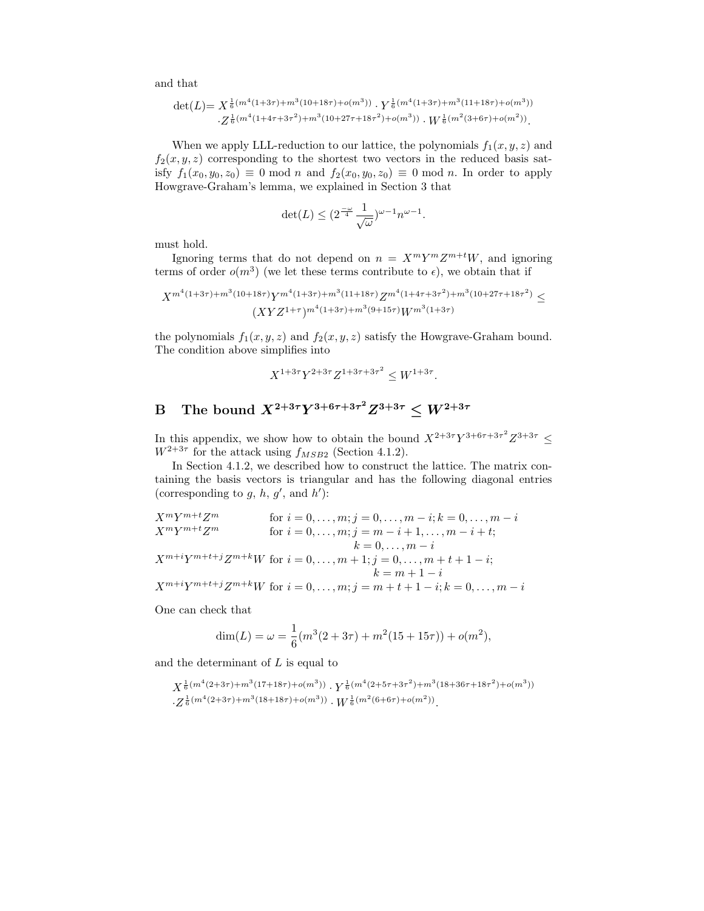and that

$$
\det(L) = X^{\frac{1}{6}(m^4(1+3\tau)+m^3(10+18\tau)+o(m^3))} \cdot Y^{\frac{1}{6}(m^4(1+3\tau)+m^3(11+18\tau)+o(m^3))}
\cdot Z^{\frac{1}{6}(m^4(1+4\tau+3\tau^2)+m^3(10+27\tau+18\tau^2)+o(m^3))} \cdot W^{\frac{1}{6}(m^2(3+6\tau)+o(m^2))}.
$$

When we apply LLL-reduction to our lattice, the polynomials $f_1(x,y,z)$ and $f_2(x,y,z)$ corresponding to the shortest two vectors in the reduced basis satisfy $f_1(x_0,y_0,z_0) \equiv 0 \bmod n$ and $f_2(x_0,y_0,z_0) \equiv 0 \bmod n$. In order to apply Howgrave-Graham's lemma, we explained in Section 3 that

$$
\det(L) \leq \left(2^{\frac{-\omega}{4}} \frac{1}{\sqrt{\omega}}\right)^{\omega-1} n^{\omega-1}.
$$

must hold.

Ignoring terms that do not depend on $n = X^m Y^m Z^{m+t} W$, and ignoring terms of order $o(m^3)$ (we let these terms contribute to $\epsilon$), we obtain that if

$$
X^{m^4(1+3\tau)+m^3(10+18\tau)} Y^{m^4(1+3\tau)+m^3(11+18\tau)} Z^{m^4(1+4\tau+3\tau^2)+m^3(10+27\tau+18\tau^2)} \leq (XYZ^{1+\tau})^{m^4(1+3\tau)+m^3(9+15\tau)} W^{m^3(1+3\tau)}
$$

the polynomials $f_1(x,y,z)$ and $f_2(x,y,z)$ satisfy the Howgrave-Graham bound. The condition above simplifies into

$$
X^{1+3\tau} Y^{2+3\tau} Z^{1+3\tau+3\tau^2} \leq W^{1+3\tau}.
$$

## B The bound $X^{2+3\tau} Y^{3+6\tau+3\tau^2} Z^{3+3\tau} \leq W^{2+3\tau}$

In this appendix, we show how to obtain the bound $X^{2+3\tau} Y^{3+6\tau+3\tau^2} Z^{3+3\tau} \leq W^{2+3\tau}$ for the attack using $f_{MSB2}$ (Section 4.1.2).

In Section 4.1.2, we described how to construct the lattice. The matrix containing the basis vectors is triangular and has the following diagonal entries (corresponding to $g$, $h$, $g'$, and $h'$):

$X^m Y^{m+t} Z^m$ for $i = 0, \ldots, m; j = 0, \ldots, m-i; k = 0, \ldots, m-i$
$X^m Y^{m+t} Z^m$ for $i = 0, \ldots, m; j = m-i+1, \ldots, m-i+t; k = 0, \ldots, m-i$
$X^{m+i} Y^{m+t+j} Z^{m+k} W$ for $i = 0, \ldots, m+1; j = 0, \ldots, m+t+1-i; k = m+1-i$
$X^{m+i} Y^{m+t+j} Z^{m+k} W$ for $i = 0, \ldots, m; j = m+t+1-i; k = 0, \ldots, m-i$

One can check that

$$
\dim(L) = \omega = \frac{1}{6}(m^3(2+3\tau) + m^2(15+15\tau)) + o(m^2),
$$

and the determinant of $L$ is equal to

$$
X^{\frac{1}{6}(m^4(2+3\tau)+m^3(17+18\tau)+o(m^3))} \cdot Y^{\frac{1}{6}(m^4(2+5\tau+3\tau^2)+m^3(18+36\tau+18\tau^2)+o(m^3))}
\cdot Z^{\frac{1}{6}(m^4(2+3\tau)+m^3(18+18\tau)+o(m^3))} \cdot W^{\frac{1}{6}(m^2(6+6\tau)+o(m^2))}.
$$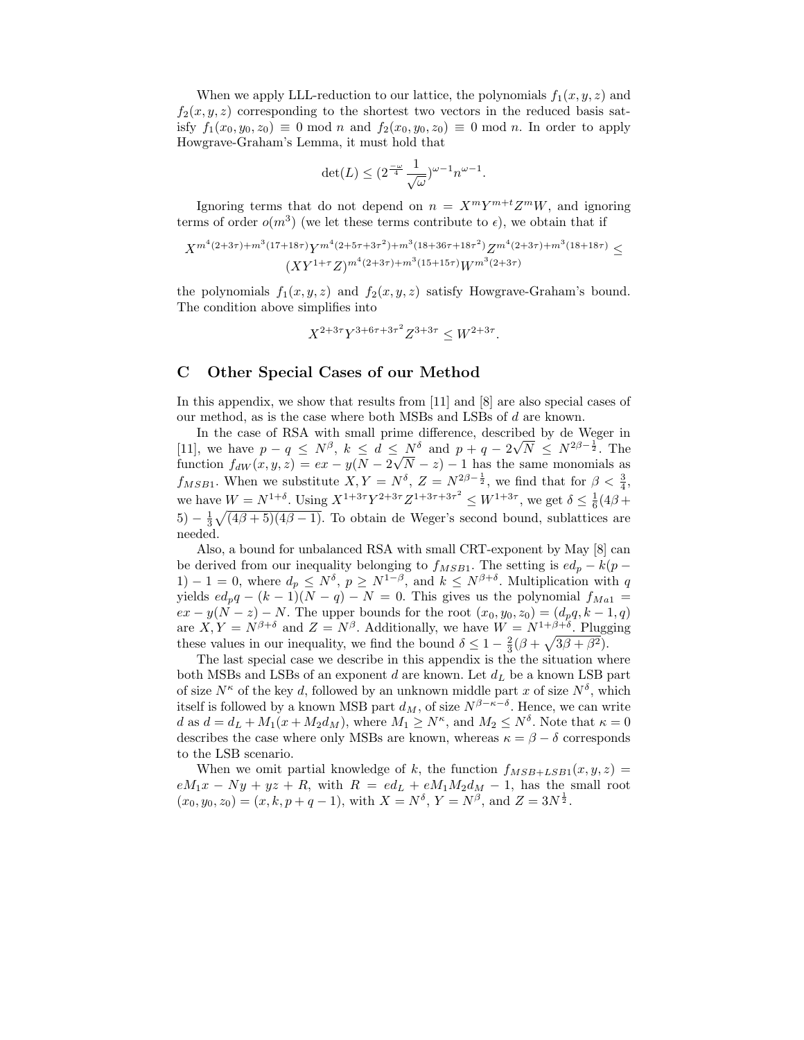When we apply LLL-reduction to our lattice, the polynomials $f_1(x, y, z)$ and $f_2(x, y, z)$ corresponding to the shortest two vectors in the reduced basis satisfy $f_1(x_0, y_0, z_0) \equiv 0 \bmod n$ and $f_2(x_0, y_0, z_0) \equiv 0 \bmod n$. In order to apply Howgrave-Graham's Lemma, it must hold that

$$\det(L) \leq (2^{\frac{-\omega}{4}} \frac{1}{\sqrt{\omega}})^{\omega-1} n^{\omega-1}.$$

Ignoring terms that do not depend on $n = X^m Y^{m+t} Z^m W$, and ignoring terms of order $o(m^3)$ (we let these terms contribute to $\epsilon$), we obtain that if

$$X^{m^4(2+3\tau)+m^3(17+18\tau)} Y^{m^4(2+5\tau+3\tau^2)+m^3(18+36\tau+18\tau^2)} Z^{m^4(2+3\tau)+m^3(18+18\tau)} \leq (XY^{1+\tau}Z)^{m^4(2+3\tau)+m^3(15+15\tau)} W^{m^3(2+3\tau)}$$

the polynomials $f_1(x, y, z)$ and $f_2(x, y, z)$ satisfy Howgrave-Graham's bound. The condition above simplifies into

$$X^{2+3\tau} Y^{3+6\tau+3\tau^2} Z^{3+3\tau} \leq W^{2+3\tau}.$$

## C Other Special Cases of our Method

In this appendix, we show that results from [11] and [8] are also special cases of our method, as is the case where both MSBs and LSBs of $d$ are known.

In the case of RSA with small prime difference, described by de Weger in [11], we have $p - q \leq N^{\beta}$, $k \leq d \leq N^{\delta}$ and $p + q - 2\sqrt{N} \leq N^{2\beta - \frac{1}{2}}$. The function $f_{dW}(x, y, z) = ex - y(N - 2\sqrt{N} - z) - 1$ has the same monomials as $f_{MSB1}$. When we substitute $X, Y = N^{\delta}$, $Z = N^{2\beta - \frac{1}{2}}$, we find that for $\beta < \frac{3}{4}$, we have $W = N^{1+\delta}$. Using $X^{1+3\tau} Y^{2+3\tau} Z^{1+3\tau+3\tau^2} \leq W^{1+3\tau}$, we get $\delta \leq \frac{1}{6}(4\beta + 5) - \frac{1}{3}\sqrt{(4\beta + 5)(4\beta - 1)}$. To obtain de Weger's second bound, sublattices are needed.

Also, a bound for unbalanced RSA with small CRT-exponent by May [8] can be derived from our inequality belonging to $f_{MSB1}$. The setting is $ed_p - k(p - 1) - 1 = 0$, where $d_p \leq N^{\delta}$, $p \geq N^{1-\beta}$, and $k \leq N^{\beta+\delta}$. Multiplication with $q$ yields $ed_p q - (k - 1)(N - q) - N = 0$. This gives us the polynomial $f_{Ma1} = ex - y(N - z) - N$. The upper bounds for the root $(x_0, y_0, z_0) = (d_p q, k - 1, q)$ are $X, Y = N^{\beta+\delta}$ and $Z = N^{\beta}$. Additionally, we have $W = N^{1+\beta+\delta}$. Plugging these values in our inequality, we find the bound $\delta \leq 1 - \frac{2}{3}(\beta + \sqrt{3\beta + \beta^2})$.

The last special case we describe in this appendix is the the situation where both MSBs and LSBs of an exponent $d$ are known. Let $d_L$ be a known LSB part of size $N^{\kappa}$ of the key $d$, followed by an unknown middle part $x$ of size $N^{\delta}$, which itself is followed by a known MSB part $d_M$, of size $N^{\beta-\kappa-\delta}$. Hence, we can write $d$ as $d = d_L + M_1(x + M_2 d_M)$, where $M_1 \geq N^{\kappa}$, and $M_2 \leq N^{\delta}$. Note that $\kappa = 0$ describes the case where only MSBs are known, whereas $\kappa = \beta - \delta$ corresponds to the LSB scenario.

When we omit partial knowledge of $k$, the function $f_{MSB+LSB1}(x, y, z) = eM_1 x - Ny + yz + R$, with $R = ed_L + eM_1 M_2 d_M - 1$, has the small root $(x_0, y_0, z_0) = (x, k, p + q - 1)$, with $X = N^{\delta}$, $Y = N^{\beta}$, and $Z = 3N^{\frac{1}{2}}$.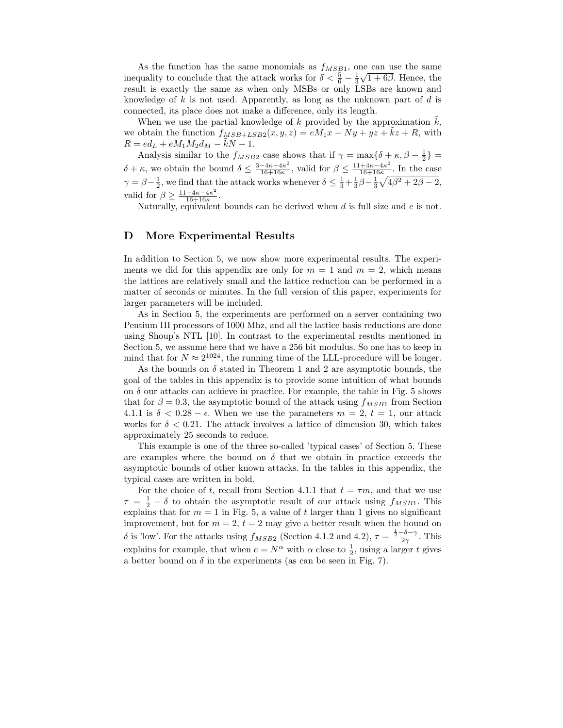As the function has the same monomials as $f_{MSB1}$, one can use the same inequality to conclude that the attack works for $\delta < \frac{5}{6} - \frac{1}{3}\sqrt{1+6\beta}$. Hence, the result is exactly the same as when only MSBs or only LSBs are known and knowledge of $k$ is not used. Apparently, as long as the unknown part of $d$ is connected, its place does not make a difference, only its length.

When we use the partial knowledge of $k$ provided by the approximation $\tilde{k}$, we obtain the function $f_{MSB+LSB2}(x, y, z) = eM_1x - Ny + yz + \tilde{k}z + R$, with $R = ed_L + eM_1M_2d_M - \tilde{k}N - 1$.

Analysis similar to the $f_{MSB2}$ case shows that if $\gamma = \max\{\delta + \kappa, \beta - \frac{1}{2}\} = \delta + \kappa$, we obtain the bound $\delta \leq \frac{3-4\kappa-4\kappa^2}{16+16\kappa}$, valid for $\beta \leq \frac{11+4\kappa-4\kappa^2}{16+16\kappa}$. In the case $\gamma = \beta - \frac{1}{2}$, we find that the attack works whenever $\delta \leq \frac{1}{3} + \frac{1}{3}\beta - \frac{1}{3}\sqrt{4\beta^2 + 2\beta - 2}$, valid for $\beta \geq \frac{11+4\kappa-4\kappa^2}{16+16\kappa}$.

Naturally, equivalent bounds can be derived when $d$ is full size and $e$ is not.

## D More Experimental Results

In addition to Section 5, we now show more experimental results. The experiments we did for this appendix are only for $m = 1$ and $m = 2$, which means the lattices are relatively small and the lattice reduction can be performed in a matter of seconds or minutes. In the full version of this paper, experiments for larger parameters will be included.

As in Section 5, the experiments are performed on a server containing two Pentium III processors of 1000 Mhz, and all the lattice basis reductions are done using Shoup's NTL [10]. In contrast to the experimental results mentioned in Section 5, we assume here that we have a 256 bit modulus. So one has to keep in mind that for $N \approx 2^{1024}$, the running time of the LLL-procedure will be longer.

As the bounds on $\delta$ stated in Theorem 1 and 2 are asymptotic bounds, the goal of the tables in this appendix is to provide some intuition of what bounds on $\delta$ our attacks can achieve in practice. For example, the table in Fig. 5 shows that for $\beta = 0.3$, the asymptotic bound of the attack using $f_{MSB1}$ from Section 4.1.1 is $\delta < 0.28 - \epsilon$. When we use the parameters $m = 2$, $t = 1$, our attack works for $\delta < 0.21$. The attack involves a lattice of dimension 30, which takes approximately 25 seconds to reduce.

This example is one of the three so-called 'typical cases' of Section 5. These are examples where the bound on $\delta$ that we obtain in practice exceeds the asymptotic bounds of other known attacks. In the tables in this appendix, the typical cases are written in bold.

For the choice of $t$, recall from Section 4.1.1 that $t = \tau m$, and that we use $\tau = \frac{1}{2} - \delta$ to obtain the asymptotic result of our attack using $f_{MSB1}$. This explains that for $m = 1$ in Fig. 5, a value of $t$ larger than 1 gives no significant improvement, but for $m = 2$, $t = 2$ may give a better result when the bound on $\delta$ is 'low'. For the attacks using $f_{MSB2}$ (Section 4.1.2 and 4.2), $\tau = \frac{\frac{1}{2}-\delta-\gamma}{2\gamma}$. This explains for example, that when $e = N^{\alpha}$ with $\alpha$ close to $\frac{1}{2}$, using a larger $t$ gives a better bound on $\delta$ in the experiments (as can be seen in Fig. 7).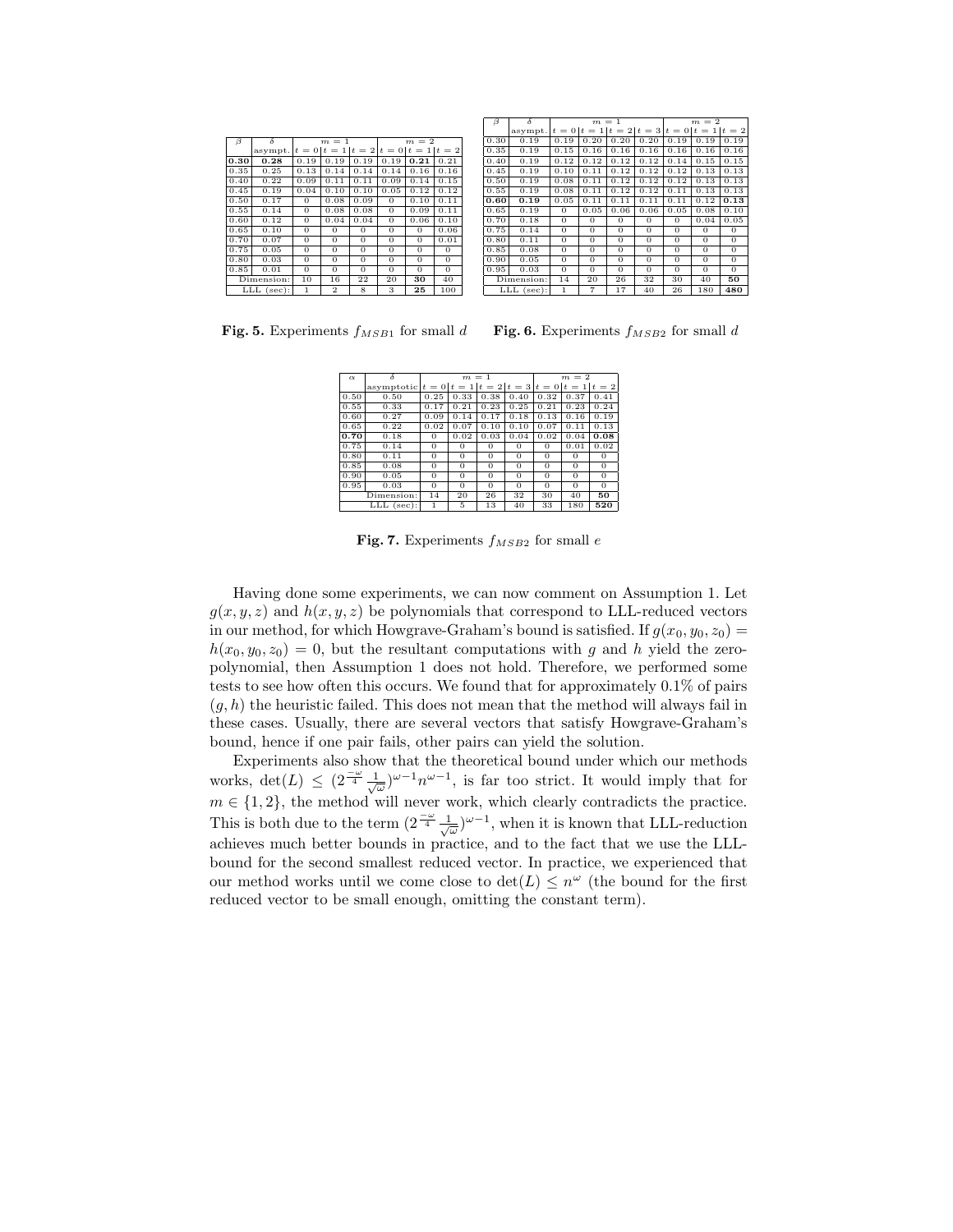| $\beta$ | $\delta$ | $m=1$ | | | $m=2$ | | |
|---|---|---|---|---|---|---|---|
| | asympt. | $t=0$ | $t=1$ | $t=2$ | $t=0$ | $t=1$ | $t=2$ |
| **0.30** | **0.28** | 0.19 | 0.19 | 0.19 | 0.19 | **0.21** | 0.21 |
| 0.35 | 0.25 | 0.13 | 0.14 | 0.14 | 0.14 | 0.16 | 0.16 |
| 0.40 | 0.22 | 0.09 | 0.11 | 0.11 | 0.09 | 0.14 | 0.15 |
| 0.45 | 0.19 | 0.04 | 0.10 | 0.10 | 0.05 | 0.12 | 0.12 |
| 0.50 | 0.17 | 0 | 0.08 | 0.09 | 0 | 0.10 | 0.11 |
| 0.55 | 0.14 | 0 | 0.08 | 0.08 | 0 | 0.09 | 0.11 |
| 0.60 | 0.12 | 0 | 0.04 | 0.04 | 0 | 0.06 | 0.10 |
| 0.65 | 0.10 | 0 | 0 | 0 | 0 | 0 | 0.06 |
| 0.70 | 0.07 | 0 | 0 | 0 | 0 | 0 | 0.01 |
| 0.75 | 0.05 | 0 | 0 | 0 | 0 | 0 | 0 |
| 0.80 | 0.03 | 0 | 0 | 0 | 0 | 0 | 0 |
| 0.85 | 0.01 | 0 | 0 | 0 | 0 | 0 | 0 |
| Dimension: | | 10 | 16 | 22 | 20 | **30** | 40 |
| LLL (sec): | | 1 | 2 | 8 | 3 | **25** | 100 |

**Fig. 5.** Experiments $f_{MSB1}$ for small $d$

| $\beta$ | $\delta$ | $m=1$ | | | | $m=2$ | | |
|---|---|---|---|---|---|---|---|---|
| | asympt. | $t=0$ | $t=1$ | $t=2$ | $t=3$ | $t=0$ | $t=1$ | $t=2$ |
| 0.30 | 0.19 | 0.19 | 0.20 | 0.20 | 0.20 | 0.19 | 0.19 | 0.19 |
| 0.35 | 0.19 | 0.15 | 0.16 | 0.16 | 0.16 | 0.16 | 0.16 | 0.16 |
| 0.40 | 0.19 | 0.12 | 0.12 | 0.12 | 0.12 | 0.14 | 0.15 | 0.15 |
| 0.45 | 0.19 | 0.10 | 0.11 | 0.12 | 0.12 | 0.12 | 0.13 | 0.13 |
| 0.50 | 0.19 | 0.08 | 0.11 | 0.12 | 0.12 | 0.12 | 0.13 | 0.13 |
| 0.55 | 0.19 | 0.08 | 0.11 | 0.12 | 0.12 | 0.11 | 0.13 | 0.13 |
| **0.60** | **0.19** | 0.05 | 0.11 | 0.11 | 0.11 | 0.11 | 0.12 | **0.13** |
| 0.65 | 0.19 | 0 | 0.05 | 0.06 | 0.06 | 0.05 | 0.08 | 0.10 |
| 0.70 | 0.18 | 0 | 0 | 0 | 0 | 0 | 0.04 | 0.05 |
| 0.75 | 0.14 | 0 | 0 | 0 | 0 | 0 | 0 | 0 |
| 0.80 | 0.11 | 0 | 0 | 0 | 0 | 0 | 0 | 0 |
| 0.85 | 0.08 | 0 | 0 | 0 | 0 | 0 | 0 | 0 |
| 0.90 | 0.05 | 0 | 0 | 0 | 0 | 0 | 0 | 0 |
| 0.95 | 0.03 | 0 | 0 | 0 | 0 | 0 | 0 | 0 |
| Dimension: | | 14 | 20 | 26 | 32 | 30 | 40 | **50** |
| LLL (sec): | | 1 | 7 | 17 | 40 | 26 | 180 | **480** |

**Fig. 6.** Experiments $f_{MSB2}$ for small $d$

| $\alpha$ | $\delta$ | $m=1$ | | | | $m=2$ | | |
|---|---|---|---|---|---|---|---|---|
| | asymptotic | $t=0$ | $t=1$ | $t=2$ | $t=3$ | $t=0$ | $t=1$ | $t=2$ |
| 0.50 | 0.50 | 0.25 | 0.33 | 0.38 | 0.40 | 0.32 | 0.37 | 0.41 |
| 0.55 | 0.33 | 0.17 | 0.21 | 0.23 | 0.25 | 0.21 | 0.23 | 0.24 |
| 0.60 | 0.27 | 0.09 | 0.14 | 0.17 | 0.18 | 0.13 | 0.16 | 0.19 |
| 0.65 | 0.22 | 0.02 | 0.07 | 0.10 | 0.10 | 0.07 | 0.11 | 0.13 |
| **0.70** | 0.18 | 0 | 0.02 | 0.03 | 0.04 | 0.02 | 0.04 | **0.08** |
| 0.75 | 0.14 | 0 | 0 | 0 | 0 | 0 | 0.01 | 0.02 |
| 0.80 | 0.11 | 0 | 0 | 0 | 0 | 0 | 0 | 0 |
| 0.85 | 0.08 | 0 | 0 | 0 | 0 | 0 | 0 | 0 |
| 0.90 | 0.05 | 0 | 0 | 0 | 0 | 0 | 0 | 0 |
| 0.95 | 0.03 | 0 | 0 | 0 | 0 | 0 | 0 | 0 |
| Dimension: | | 14 | 20 | 26 | 32 | 30 | 40 | **50** |
| LLL (sec): | | 1 | 5 | 13 | 40 | 33 | 180 | **520** |

**Fig. 7.** Experiments $f_{MSB2}$ for small $e$

Having done some experiments, we can now comment on Assumption 1. Let $g(x, y, z)$ and $h(x, y, z)$ be polynomials that correspond to LLL-reduced vectors in our method, for which Howgrave-Graham's bound is satisfied. If $g(x_0, y_0, z_0) = h(x_0, y_0, z_0) = 0$, but the resultant computations with $g$ and $h$ yield the zero-polynomial, then Assumption 1 does not hold. Therefore, we performed some tests to see how often this occurs. We found that for approximately 0.1% of pairs $(g, h)$ the heuristic failed. This does not mean that the method will always fail in these cases. Usually, there are several vectors that satisfy Howgrave-Graham's bound, hence if one pair fails, other pairs can yield the solution.

Experiments also show that the theoretical bound under which our methods works, $\det(L) \leq (2^{\frac{-\omega}{4}} \frac{1}{\sqrt{\omega}})^{\omega-1} n^{\omega-1}$, is far too strict. It would imply that for $m \in \{1, 2\}$, the method will never work, which clearly contradicts the practice. This is both due to the term $(2^{\frac{-\omega}{4}} \frac{1}{\sqrt{\omega}})^{\omega-1}$, when it is known that LLL-reduction achieves much better bounds in practice, and to the fact that we use the LLL-bound for the second smallest reduced vector. In practice, we experienced that our method works until we come close to $\det(L) \leq n^{\omega}$ (the bound for the first reduced vector to be small enough, omitting the constant term).